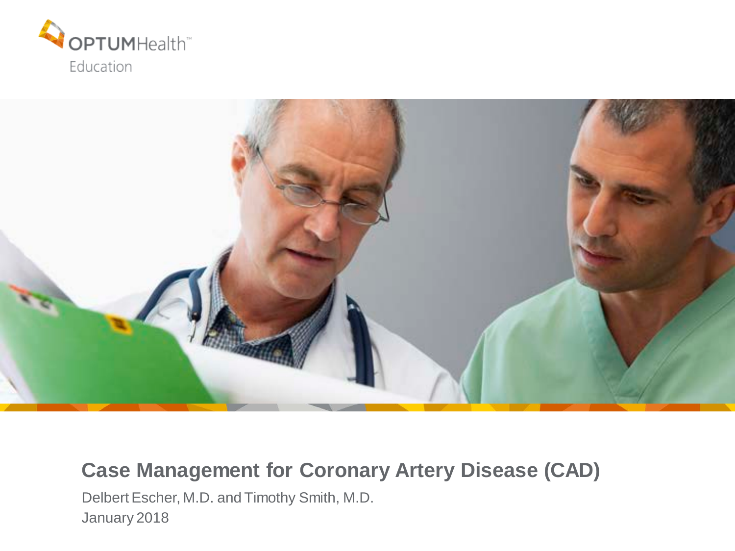OPTUMHealth™ Education

# Case Management for Coronary Artery Disease (CAD)

Delbert Escher, M.D. and Timothy Smith, M.D.

January 2018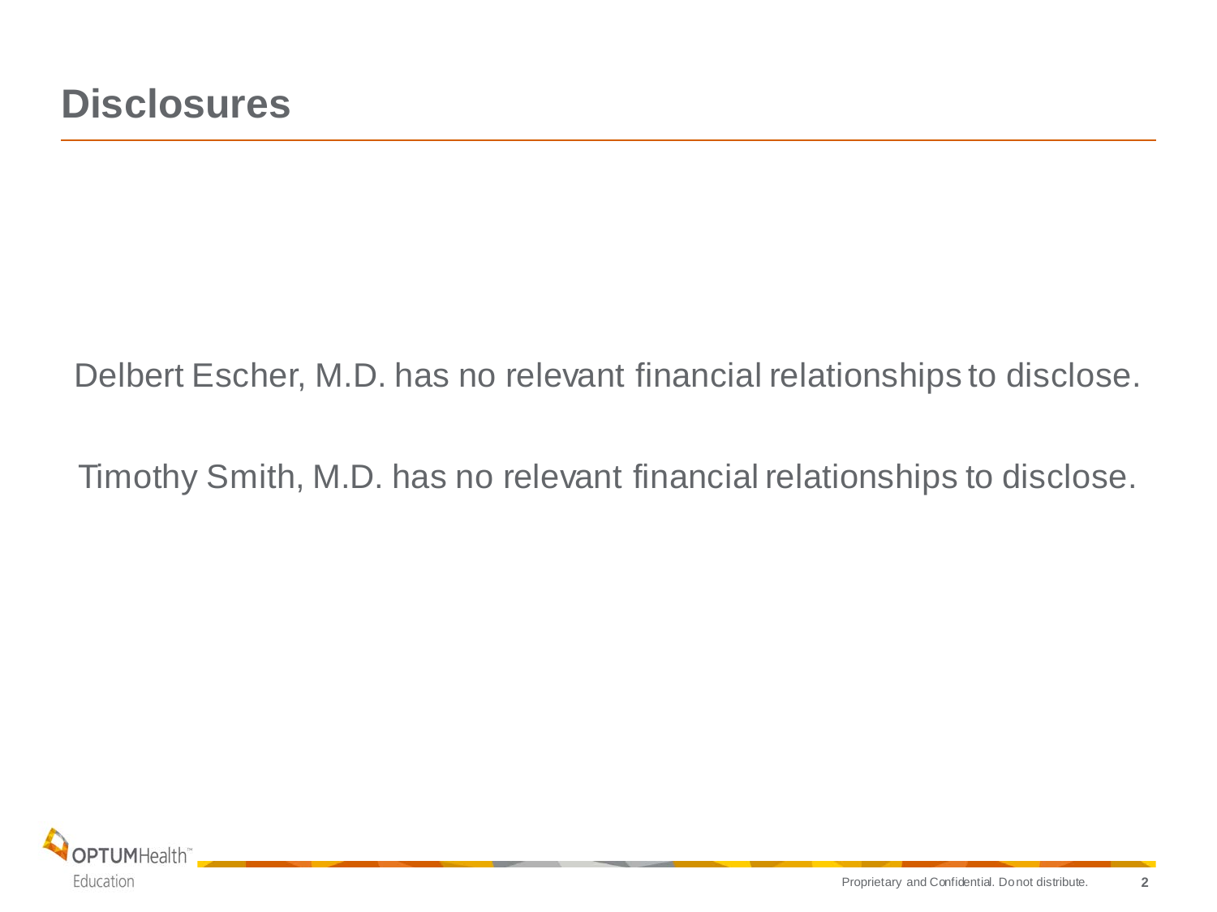# Disclosures

Delbert Escher, M.D. has no relevant financial relationships to disclose.

Timothy Smith, M.D. has no relevant financial relationships to disclose.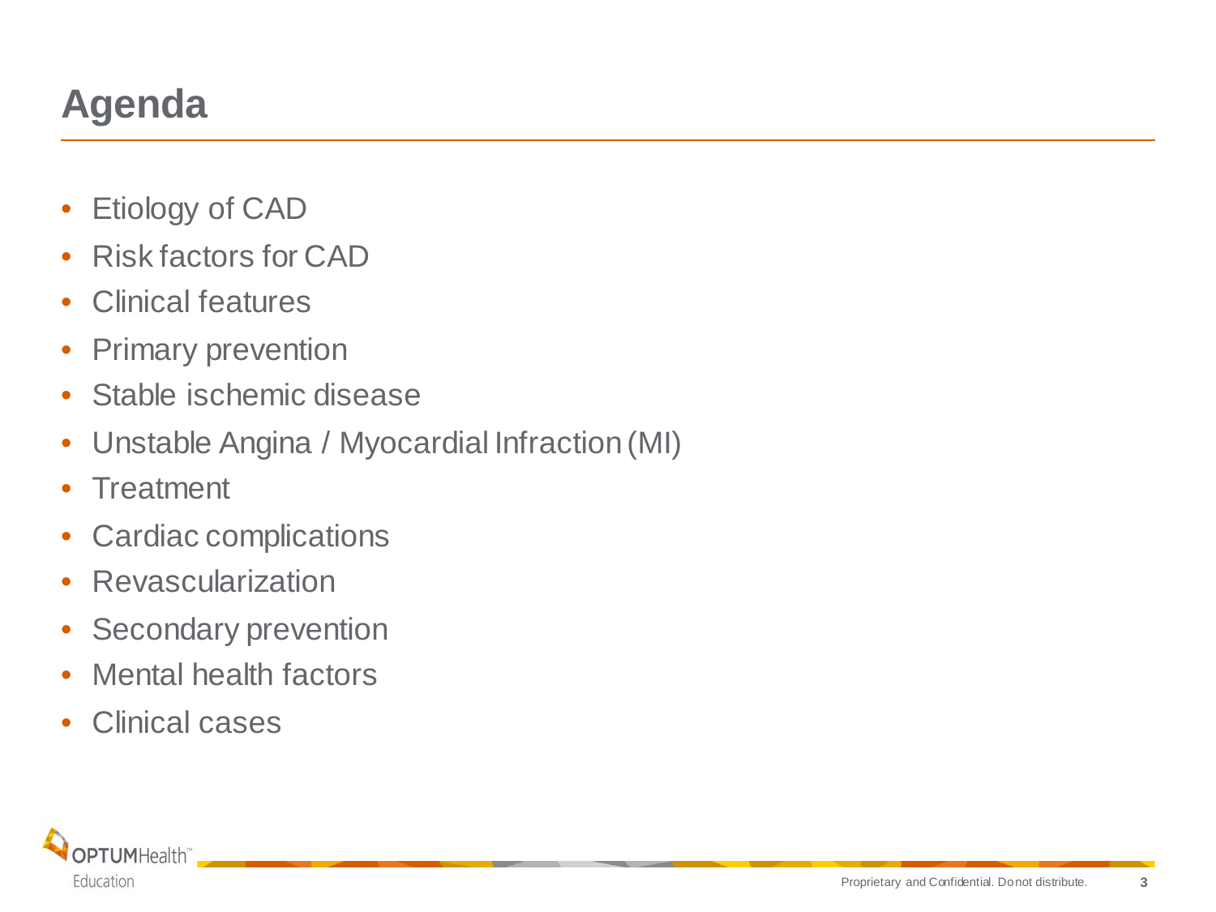# Agenda

- Etiology of CAD
- Risk factors for CAD
- Clinical features
- Primary prevention
- Stable ischemic disease
- Unstable Angina / Myocardial Infraction (MI)
- Treatment
- Cardiac complications
- Revascularization
- Secondary prevention
- Mental health factors
- Clinical cases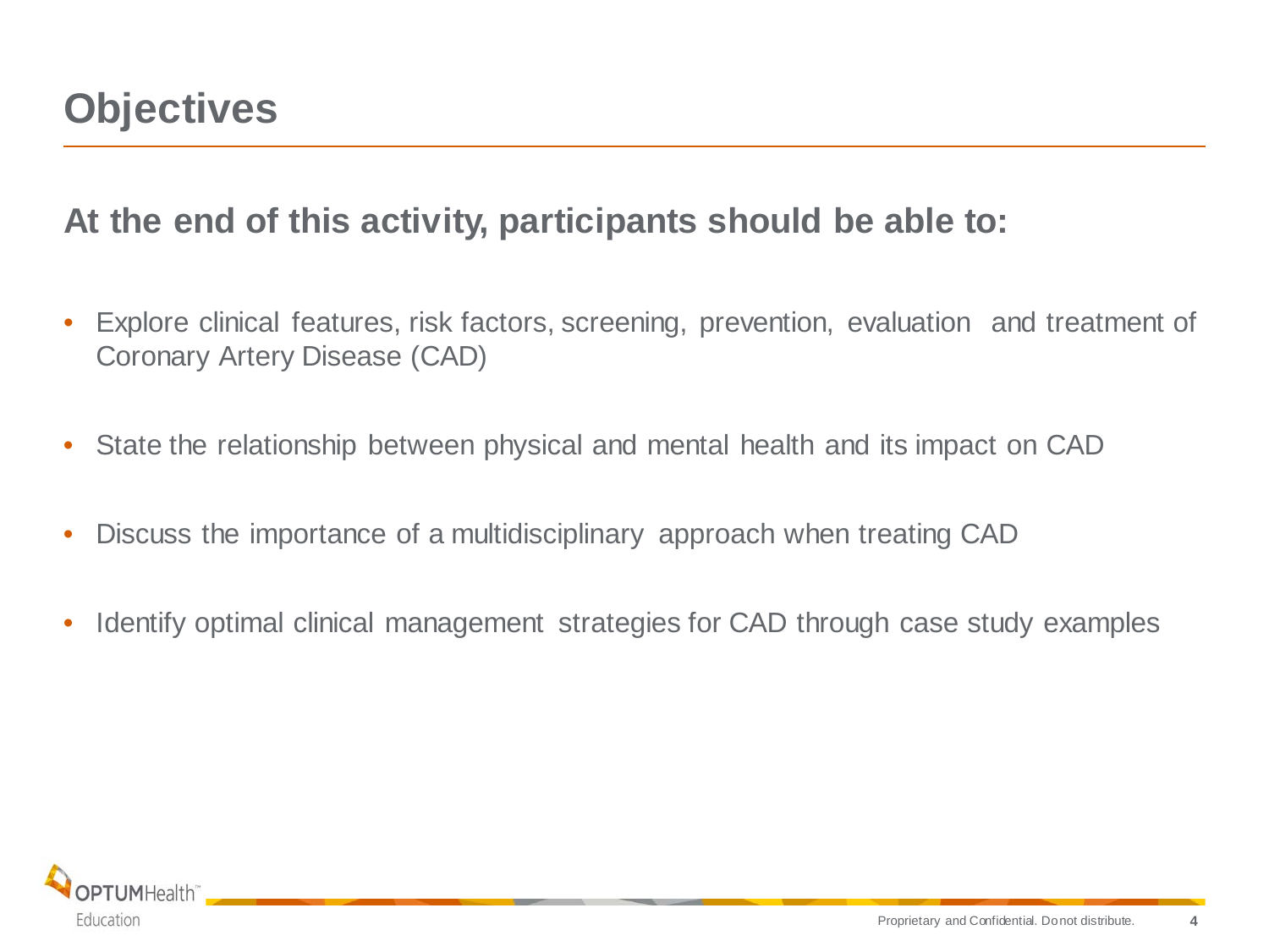# Objectives

## At the end of this activity, participants should be able to:

- Explore clinical features, risk factors, screening, prevention, evaluation and treatment of Coronary Artery Disease (CAD)
- State the relationship between physical and mental health and its impact on CAD
- Discuss the importance of a multidisciplinary approach when treating CAD
- Identify optimal clinical management strategies for CAD through case study examples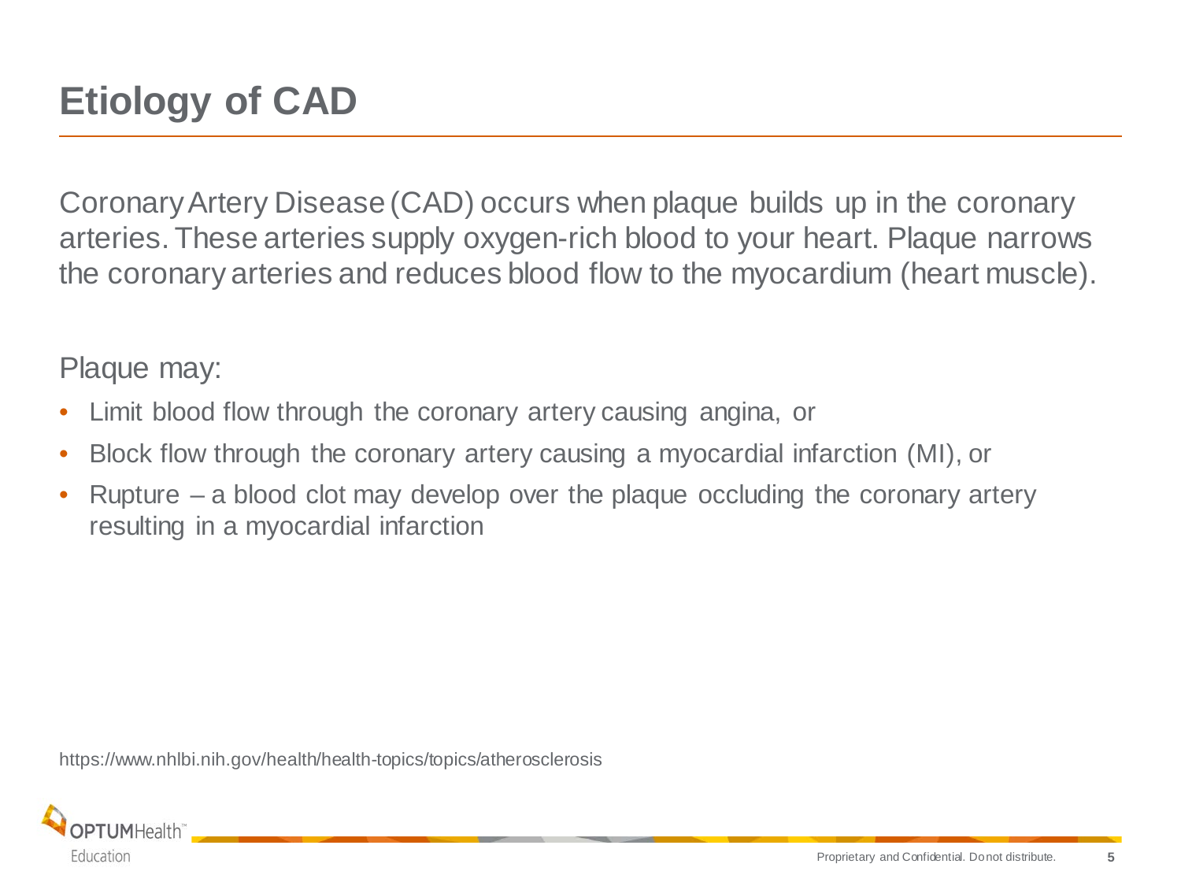# Etiology of CAD

Coronary Artery Disease (CAD) occurs when plaque builds up in the coronary arteries. These arteries supply oxygen-rich blood to your heart. Plaque narrows the coronary arteries and reduces blood flow to the myocardium (heart muscle).

Plaque may:

- Limit blood flow through the coronary artery causing angina, or
- Block flow through the coronary artery causing a myocardial infarction (MI), or
- Rupture – a blood clot may develop over the plaque occluding the coronary artery resulting in a myocardial infarction

https://www.nhlbi.nih.gov/health/health-topics/topics/atherosclerosis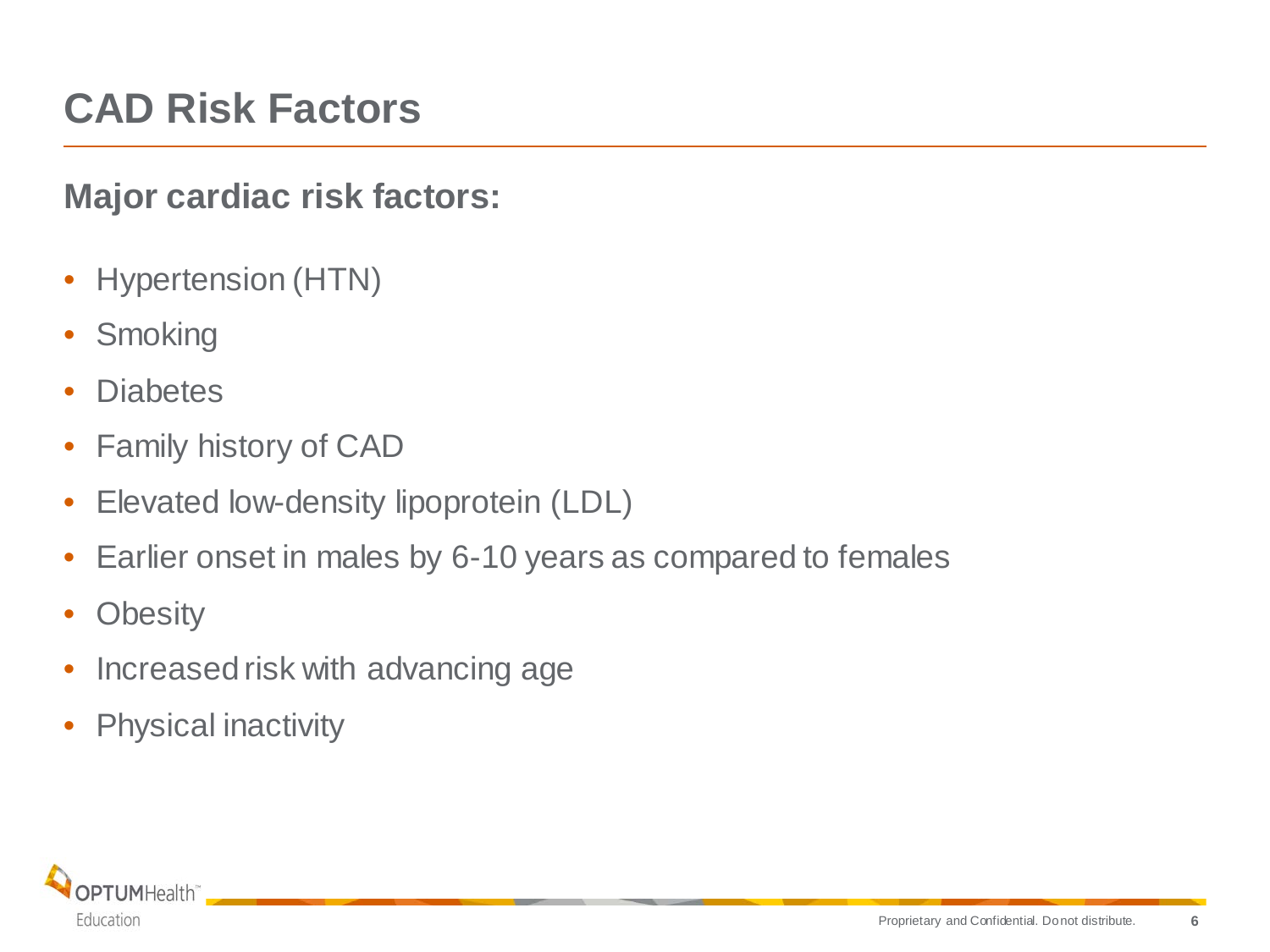# CAD Risk Factors

## Major cardiac risk factors:

- Hypertension (HTN)
- Smoking
- Diabetes
- Family history of CAD
- Elevated low-density lipoprotein (LDL)
- Earlier onset in males by 6-10 years as compared to females
- Obesity
- Increased risk with advancing age
- Physical inactivity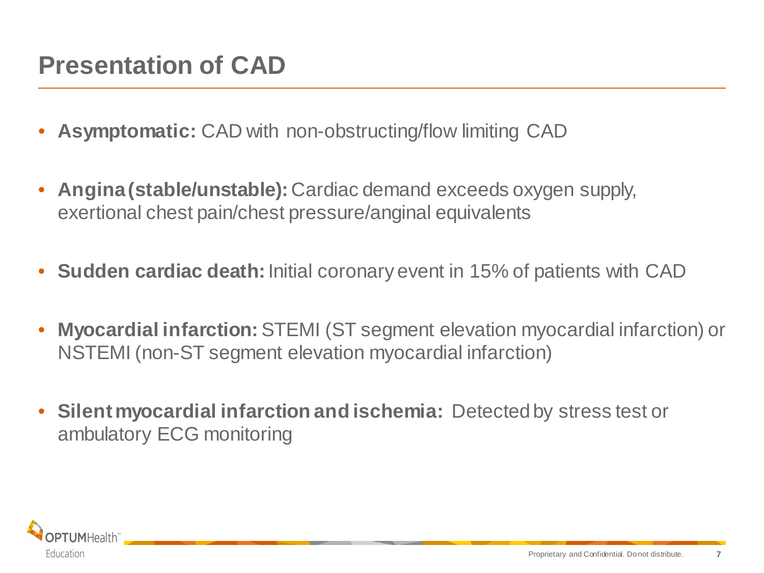# Presentation of CAD

- **Asymptomatic:** CAD with non-obstructing/flow limiting CAD
- **Angina (stable/unstable):** Cardiac demand exceeds oxygen supply, exertional chest pain/chest pressure/anginal equivalents
- **Sudden cardiac death:** Initial coronary event in 15% of patients with CAD
- **Myocardial infarction:** STEMI (ST segment elevation myocardial infarction) or NSTEMI (non-ST segment elevation myocardial infarction)
- **Silent myocardial infarction and ischemia:** Detected by stress test or ambulatory ECG monitoring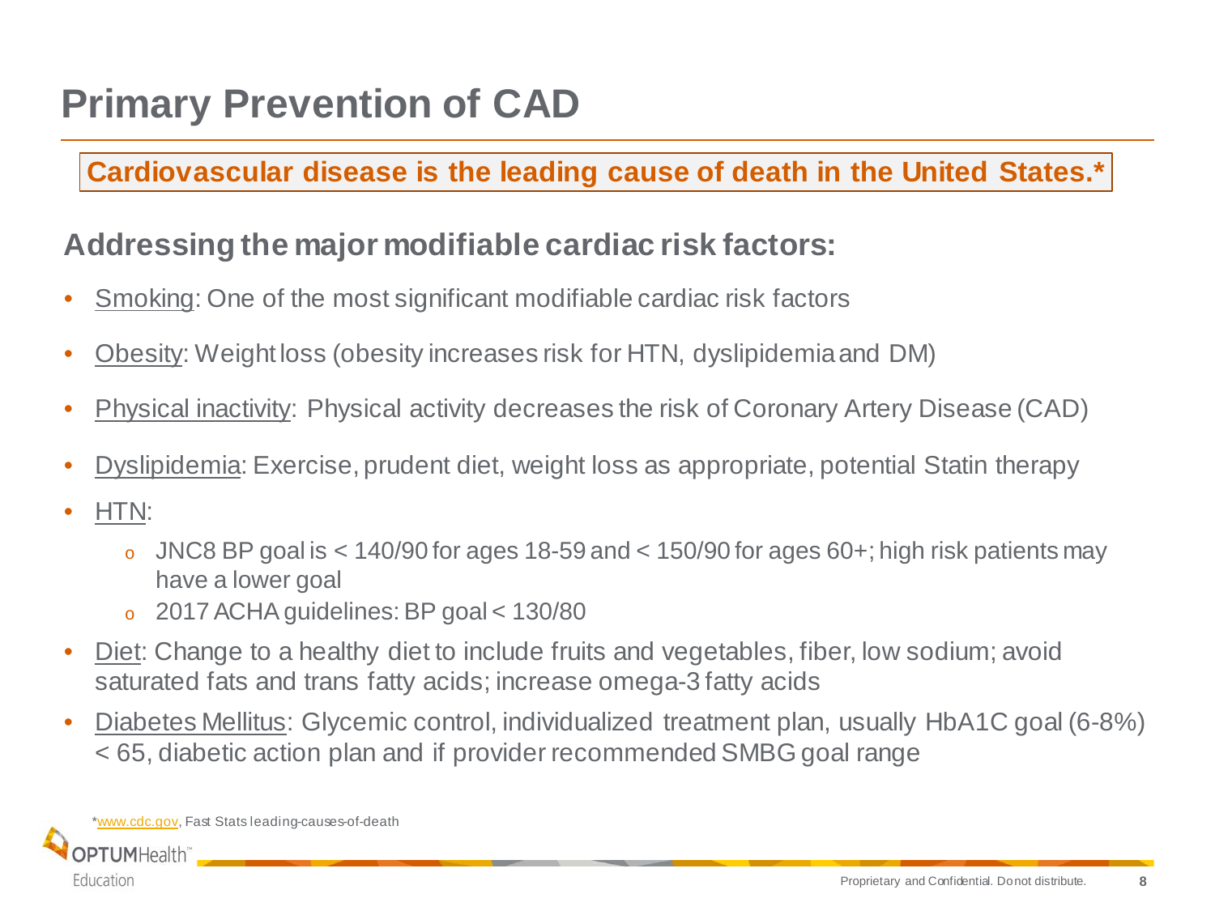# Primary Prevention of CAD

**Cardiovascular disease is the leading cause of death in the United States.***

## Addressing the major modifiable cardiac risk factors:

- Smoking: One of the most significant modifiable cardiac risk factors
- Obesity: Weight loss (obesity increases risk for HTN, dyslipidemia and DM)
- Physical inactivity: Physical activity decreases the risk of Coronary Artery Disease (CAD)
- Dyslipidemia: Exercise, prudent diet, weight loss as appropriate, potential Statin therapy
- HTN:
  - JNC8 BP goal is < 140/90 for ages 18-59 and < 150/90 for ages 60+; high risk patients may have a lower goal
  - 2017 ACHA guidelines: BP goal < 130/80
- Diet: Change to a healthy diet to include fruits and vegetables, fiber, low sodium; avoid saturated fats and trans fatty acids; increase omega-3 fatty acids
- Diabetes Mellitus: Glycemic control, individualized treatment plan, usually HbA1C goal (6-8%) < 65, diabetic action plan and if provider recommended SMBG goal range

*www.cdc.gov, Fast Stats leading-causes-of-death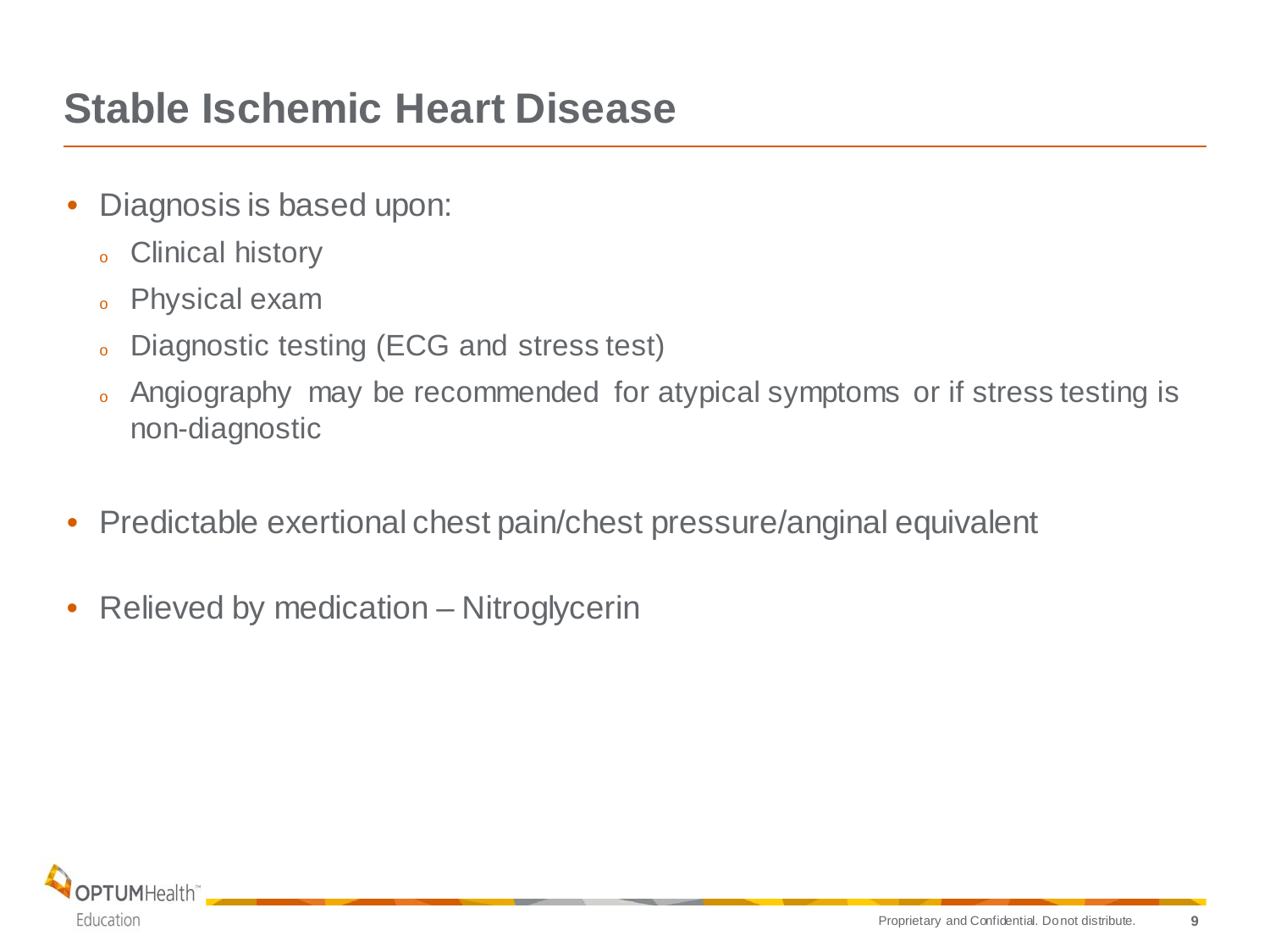# Stable Ischemic Heart Disease

- Diagnosis is based upon:
  - Clinical history
  - Physical exam
  - Diagnostic testing (ECG and stress test)
  - Angiography may be recommended for atypical symptoms or if stress testing is non-diagnostic

- Predictable exertional chest pain/chest pressure/anginal equivalent

- Relieved by medication – Nitroglycerin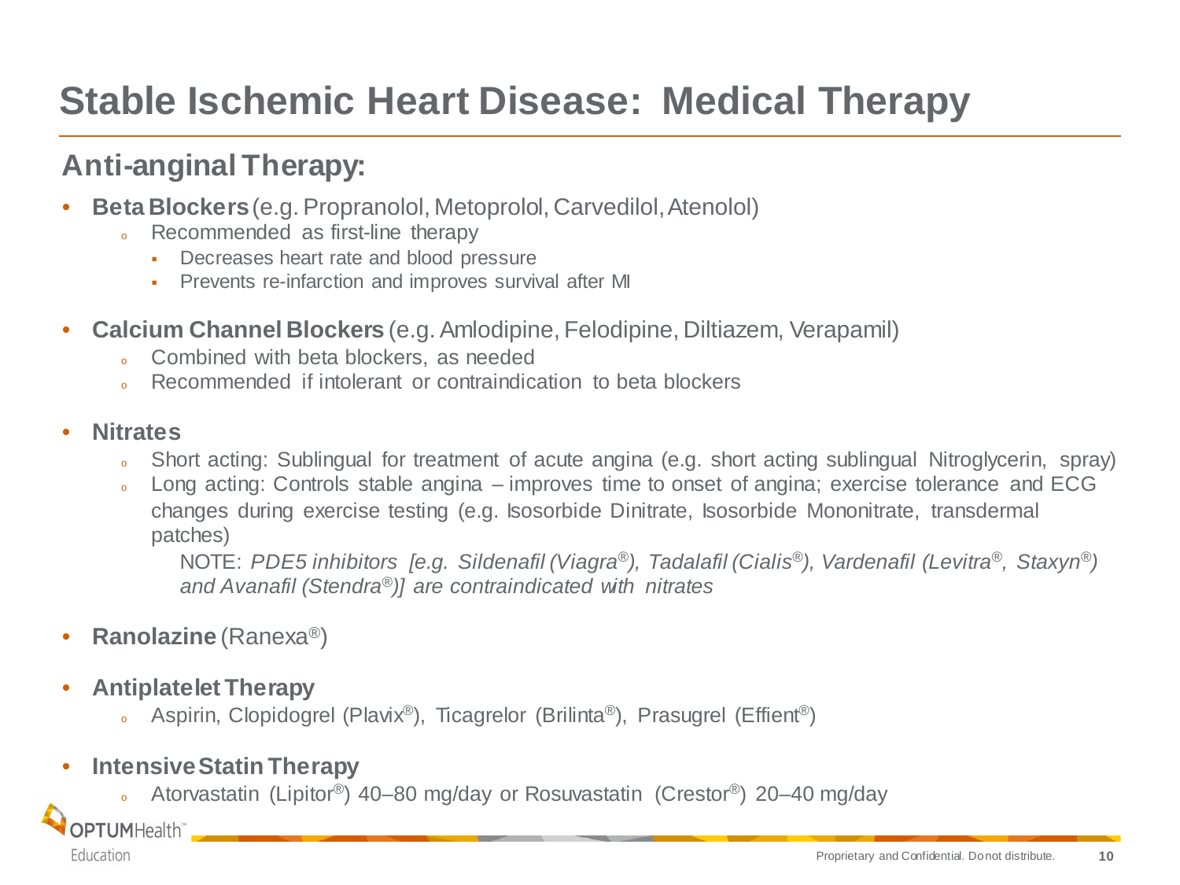# Stable Ischemic Heart Disease: Medical Therapy

## Anti-anginal Therapy:

- **Beta Blockers** (e.g. Propranolol, Metoprolol, Carvedilol, Atenolol)
  - Recommended as first-line therapy
    - Decreases heart rate and blood pressure
    - Prevents re-infarction and improves survival after MI
- **Calcium Channel Blockers** (e.g. Amlodipine, Felodipine, Diltiazem, Verapamil)
  - Combined with beta blockers, as needed
  - Recommended if intolerant or contraindication to beta blockers
- **Nitrates**
  - Short acting: Sublingual for treatment of acute angina (e.g. short acting sublingual Nitroglycerin, spray)
  - Long acting: Controls stable angina – improves time to onset of angina; exercise tolerance and ECG changes during exercise testing (e.g. Isosorbide Dinitrate, Isosorbide Mononitrate, transdermal patches)

    NOTE: *PDE5 inhibitors [e.g. Sildenafil (Viagra®), Tadalafil (Cialis®), Vardenafil (Levitra®, Staxyn®) and Avanafil (Stendra®)] are contraindicated with nitrates*
- **Ranolazine** (Ranexa®)
- **Antiplatelet Therapy**
  - Aspirin, Clopidogrel (Plavix®), Ticagrelor (Brilinta®), Prasugrel (Effient®)
- **Intensive Statin Therapy**
  - Atorvastatin (Lipitor®) 40–80 mg/day or Rosuvastatin (Crestor®) 20–40 mg/day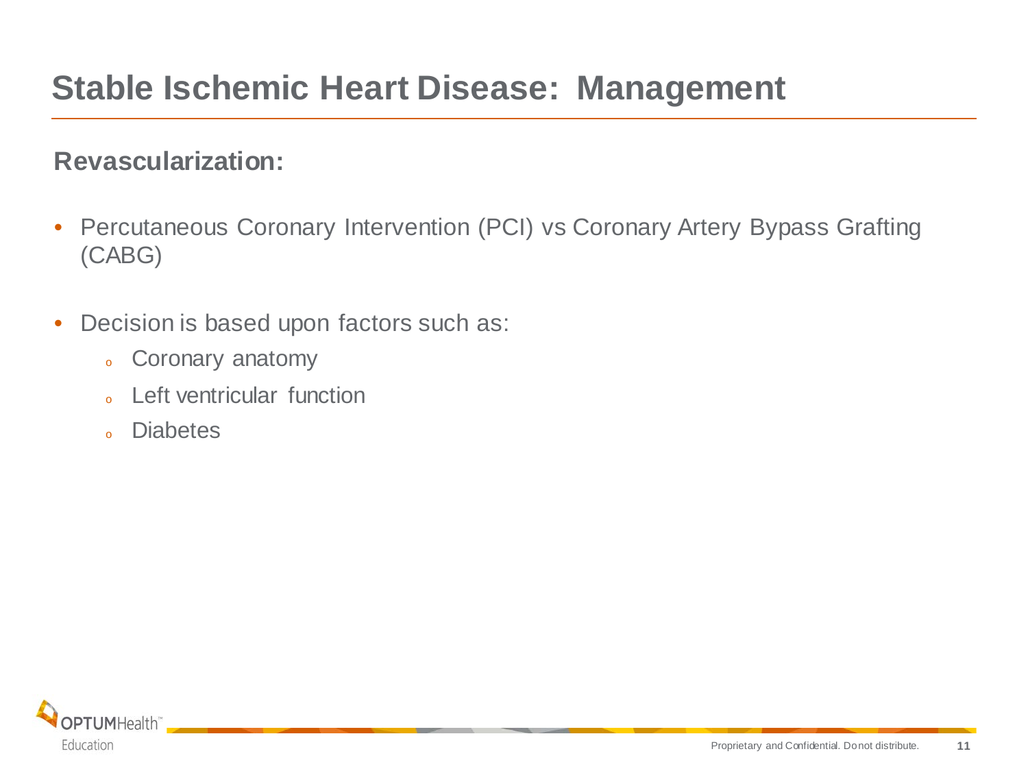# Stable Ischemic Heart Disease: Management

## Revascularization:

- Percutaneous Coronary Intervention (PCI) vs Coronary Artery Bypass Grafting (CABG)
- Decision is based upon factors such as:
  - Coronary anatomy
  - Left ventricular function
  - Diabetes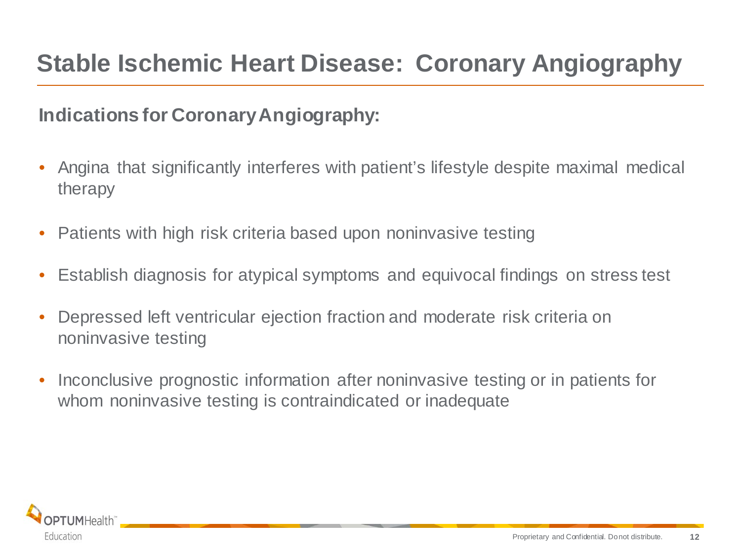# Stable Ischemic Heart Disease: Coronary Angiography

## Indications for Coronary Angiography:

- Angina that significantly interferes with patient's lifestyle despite maximal medical therapy
- Patients with high risk criteria based upon noninvasive testing
- Establish diagnosis for atypical symptoms and equivocal findings on stress test
- Depressed left ventricular ejection fraction and moderate risk criteria on noninvasive testing
- Inconclusive prognostic information after noninvasive testing or in patients for whom noninvasive testing is contraindicated or inadequate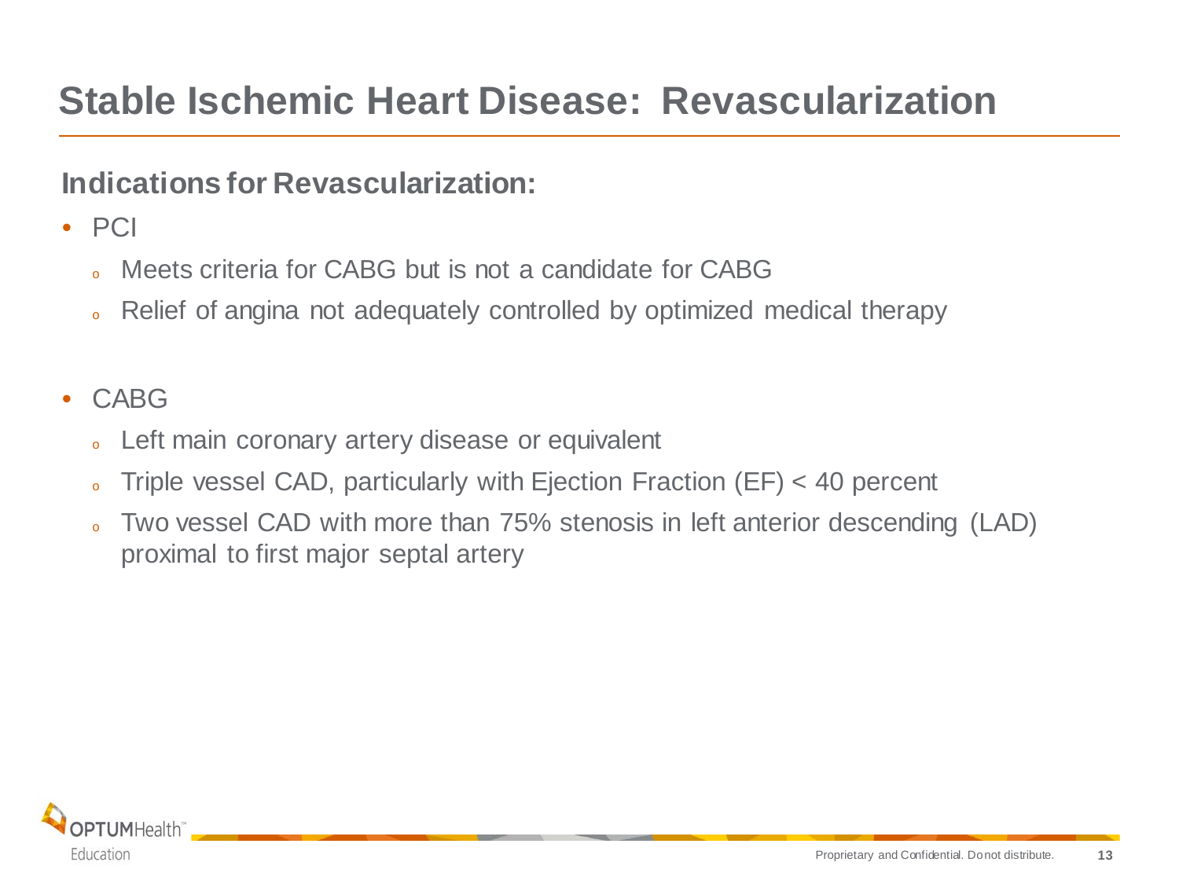# Stable Ischemic Heart Disease: Revascularization

## Indications for Revascularization:

- PCI
  - Meets criteria for CABG but is not a candidate for CABG
  - Relief of angina not adequately controlled by optimized medical therapy

- CABG
  - Left main coronary artery disease or equivalent
  - Triple vessel CAD, particularly with Ejection Fraction (EF) < 40 percent
  - Two vessel CAD with more than 75% stenosis in left anterior descending (LAD) proximal to first major septal artery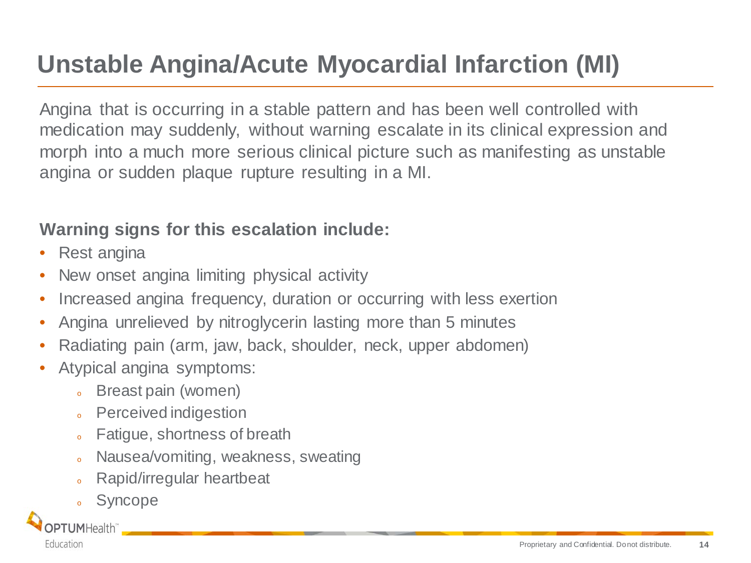# Unstable Angina/Acute Myocardial Infarction (MI)

Angina that is occurring in a stable pattern and has been well controlled with medication may suddenly, without warning escalate in its clinical expression and morph into a much more serious clinical picture such as manifesting as unstable angina or sudden plaque rupture resulting in a MI.

**Warning signs for this escalation include:**

- Rest angina
- New onset angina limiting physical activity
- Increased angina frequency, duration or occurring with less exertion
- Angina unrelieved by nitroglycerin lasting more than 5 minutes
- Radiating pain (arm, jaw, back, shoulder, neck, upper abdomen)
- Atypical angina symptoms:
  - Breast pain (women)
  - Perceived indigestion
  - Fatigue, shortness of breath
  - Nausea/vomiting, weakness, sweating
  - Rapid/irregular heartbeat
  - Syncope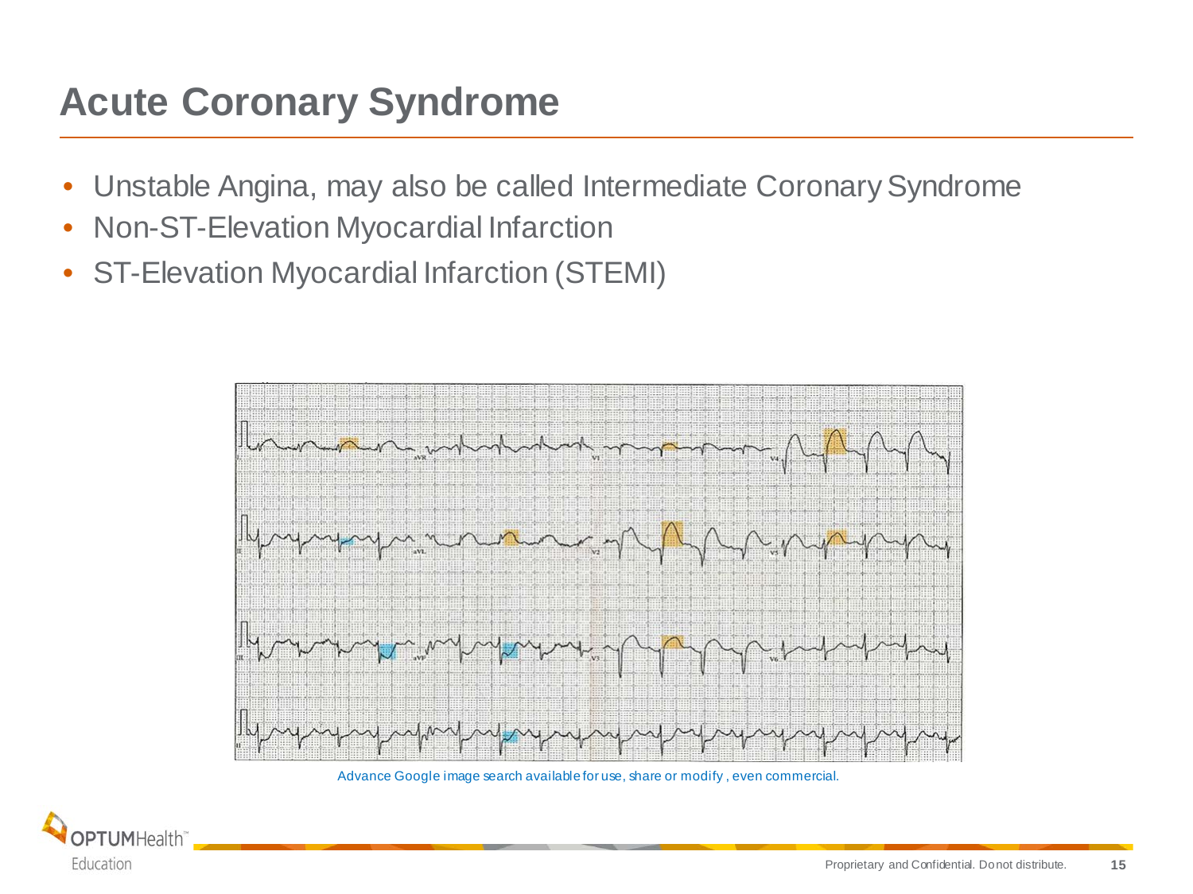# Acute Coronary Syndrome

- Unstable Angina, may also be called Intermediate Coronary Syndrome
- Non-ST-Elevation Myocardial Infarction
- ST-Elevation Myocardial Infarction (STEMI)

Advance Google image search available for use, share or modify , even commercial.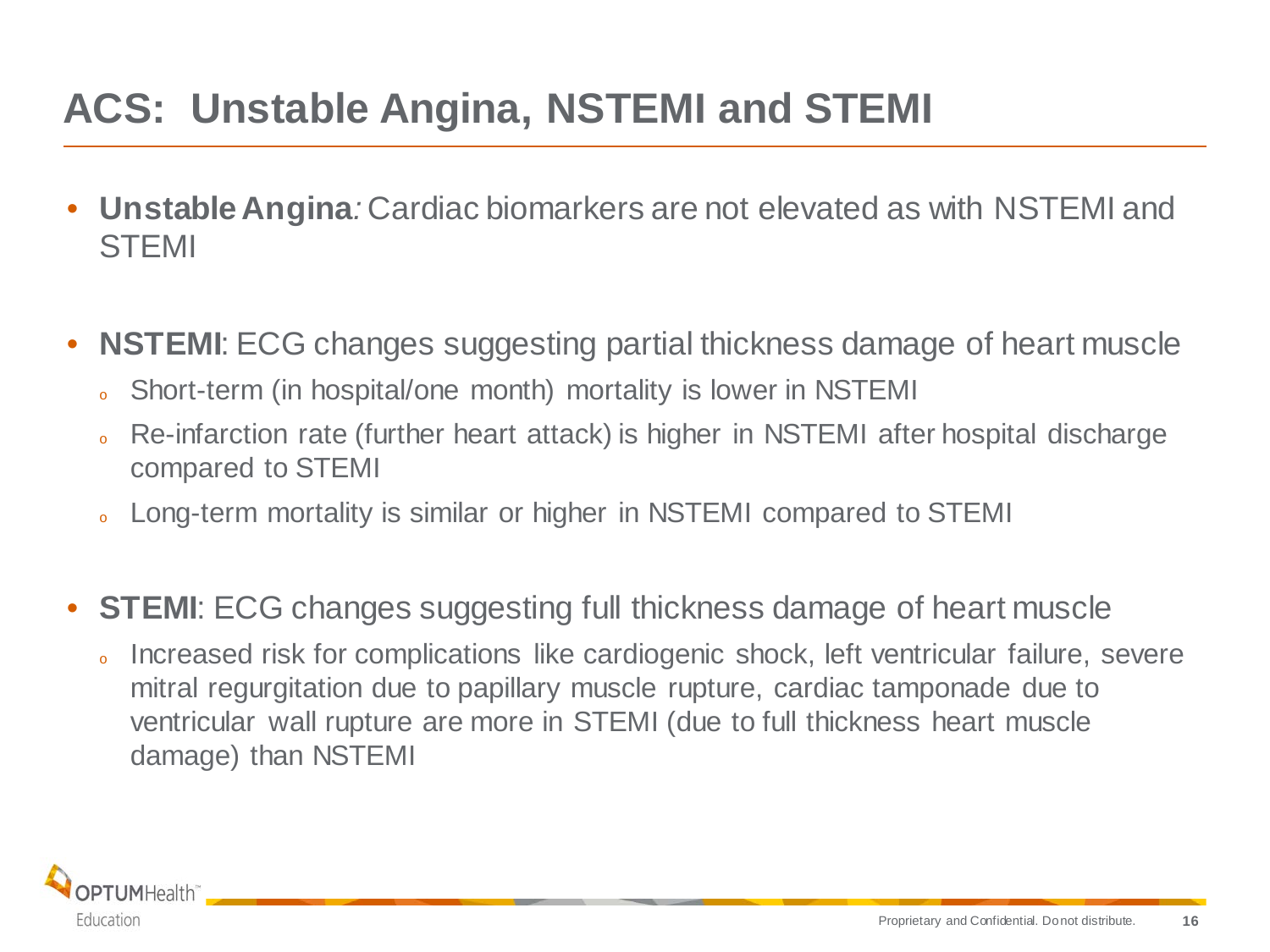# ACS: Unstable Angina, NSTEMI and STEMI

- **Unstable Angina***:* Cardiac biomarkers are not elevated as with NSTEMI and STEMI

- **NSTEMI**: ECG changes suggesting partial thickness damage of heart muscle
  - Short-term (in hospital/one month) mortality is lower in NSTEMI
  - Re-infarction rate (further heart attack) is higher in NSTEMI after hospital discharge compared to STEMI
  - Long-term mortality is similar or higher in NSTEMI compared to STEMI

- **STEMI**: ECG changes suggesting full thickness damage of heart muscle
  - Increased risk for complications like cardiogenic shock, left ventricular failure, severe mitral regurgitation due to papillary muscle rupture, cardiac tamponade due to ventricular wall rupture are more in STEMI (due to full thickness heart muscle damage) than NSTEMI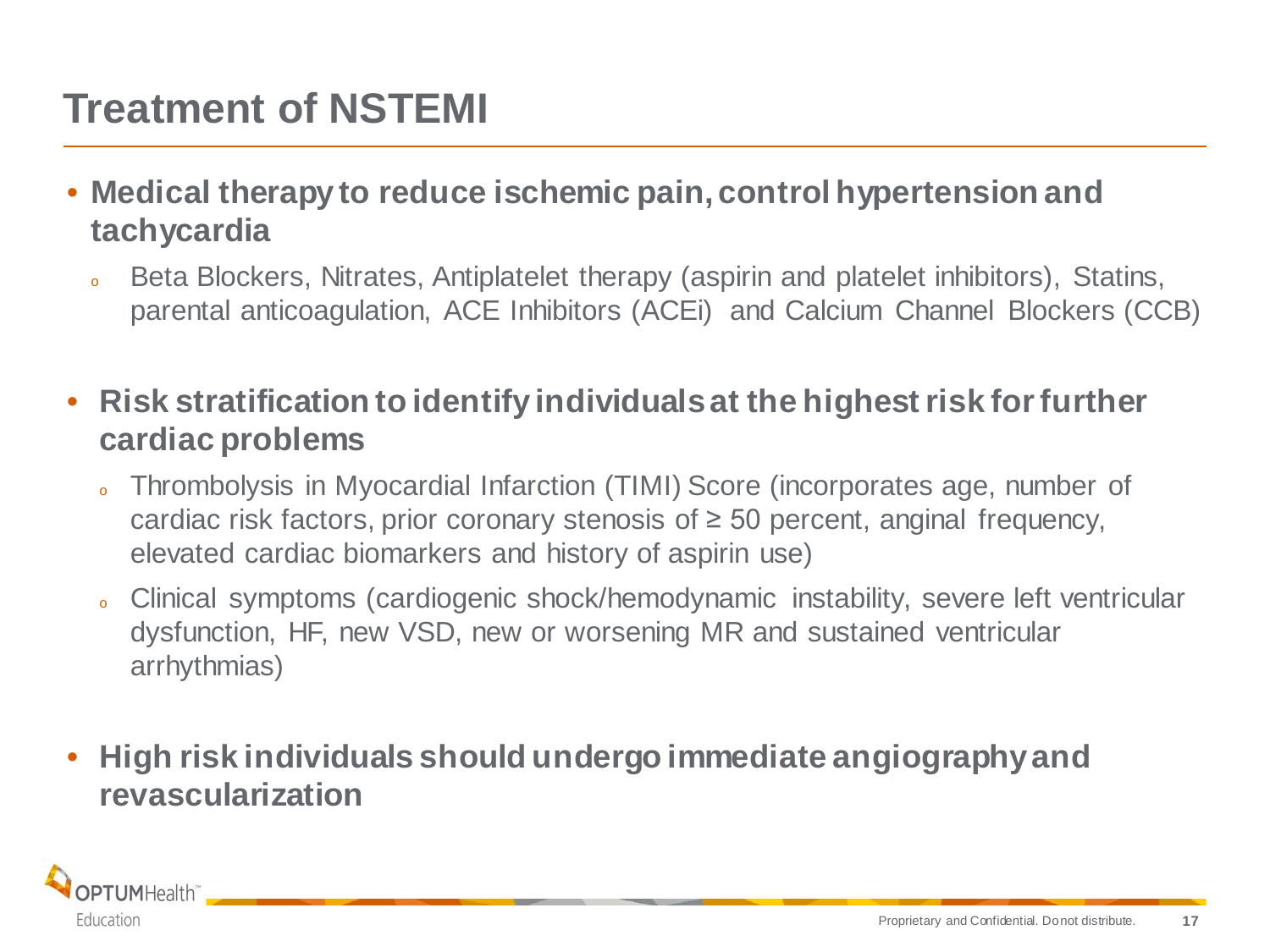# Treatment of NSTEMI

- **Medical therapy to reduce ischemic pain, control hypertension and tachycardia**
  - Beta Blockers, Nitrates, Antiplatelet therapy (aspirin and platelet inhibitors), Statins, parental anticoagulation, ACE Inhibitors (ACEi) and Calcium Channel Blockers (CCB)

- **Risk stratification to identify individuals at the highest risk for further cardiac problems**
  - Thrombolysis in Myocardial Infarction (TIMI) Score (incorporates age, number of cardiac risk factors, prior coronary stenosis of ≥ 50 percent, anginal frequency, elevated cardiac biomarkers and history of aspirin use)
  - Clinical symptoms (cardiogenic shock/hemodynamic instability, severe left ventricular dysfunction, HF, new VSD, new or worsening MR and sustained ventricular arrhythmias)

- **High risk individuals should undergo immediate angiography and revascularization**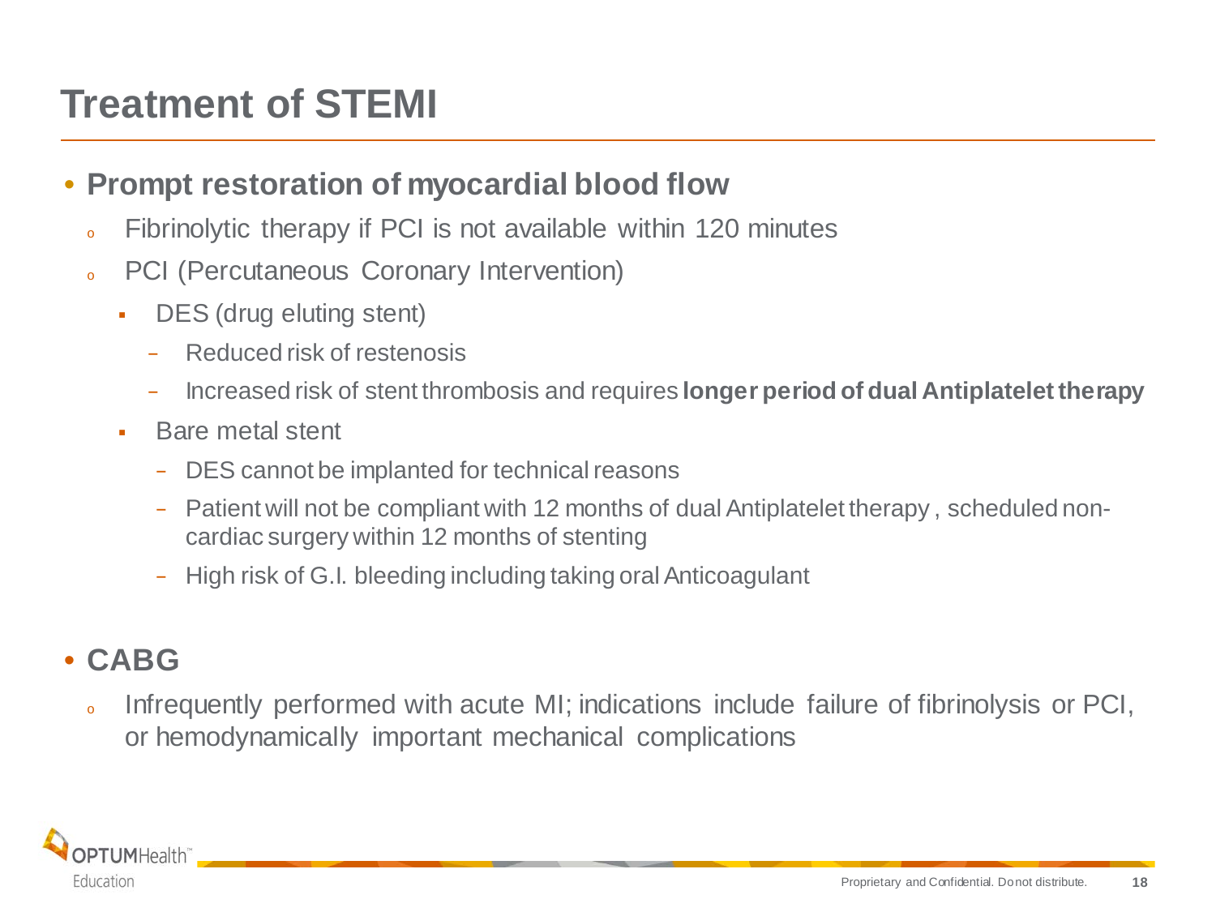# Treatment of STEMI

- **Prompt restoration of myocardial blood flow**
  - Fibrinolytic therapy if PCI is not available within 120 minutes
  - PCI (Percutaneous Coronary Intervention)
    - DES (drug eluting stent)
      - Reduced risk of restenosis
      - Increased risk of stent thrombosis and requires **longer period of dual Antiplatelet therapy**
    - Bare metal stent
      - DES cannot be implanted for technical reasons
      - Patient will not be compliant with 12 months of dual Antiplatelet therapy , scheduled non-cardiac surgery within 12 months of stenting
      - High risk of G.I. bleeding including taking oral Anticoagulant

- **CABG**
  - Infrequently performed with acute MI; indications include failure of fibrinolysis or PCI, or hemodynamically important mechanical complications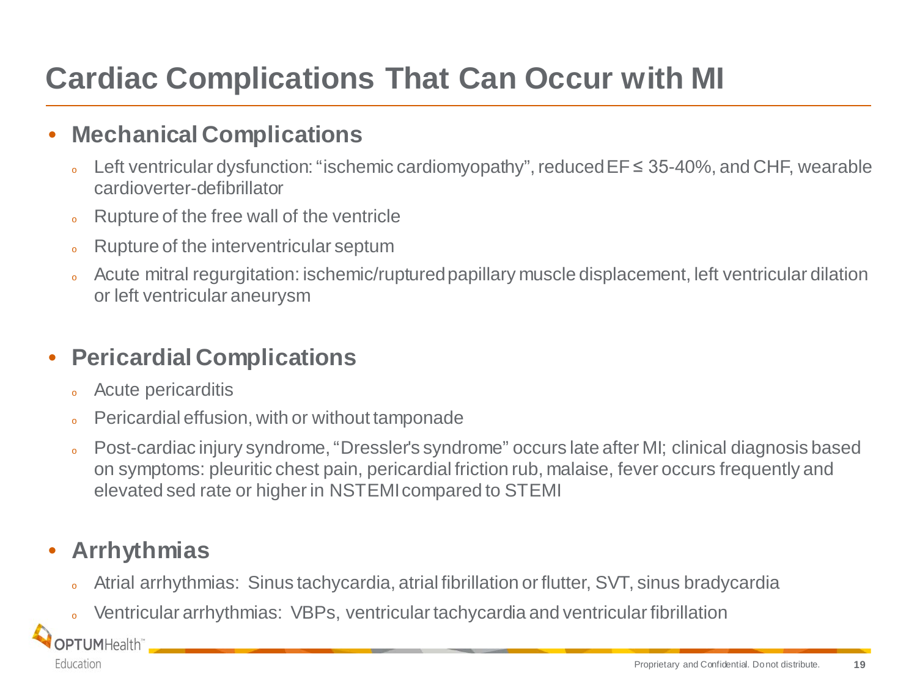# Cardiac Complications That Can Occur with MI

- **Mechanical Complications**
  - Left ventricular dysfunction: "ischemic cardiomyopathy", reduced EF ≤ 35-40%, and CHF, wearable cardioverter-defibrillator
  - Rupture of the free wall of the ventricle
  - Rupture of the interventricular septum
  - Acute mitral regurgitation: ischemic/ruptured papillary muscle displacement, left ventricular dilation or left ventricular aneurysm

- **Pericardial Complications**
  - Acute pericarditis
  - Pericardial effusion, with or without tamponade
  - Post-cardiac injury syndrome, "Dressler's syndrome" occurs late after MI; clinical diagnosis based on symptoms: pleuritic chest pain, pericardial friction rub, malaise, fever occurs frequently and elevated sed rate or higher in NSTEMI compared to STEMI

- **Arrhythmias**
  - Atrial arrhythmias: Sinus tachycardia, atrial fibrillation or flutter, SVT, sinus bradycardia
  - Ventricular arrhythmias: VBPs, ventricular tachycardia and ventricular fibrillation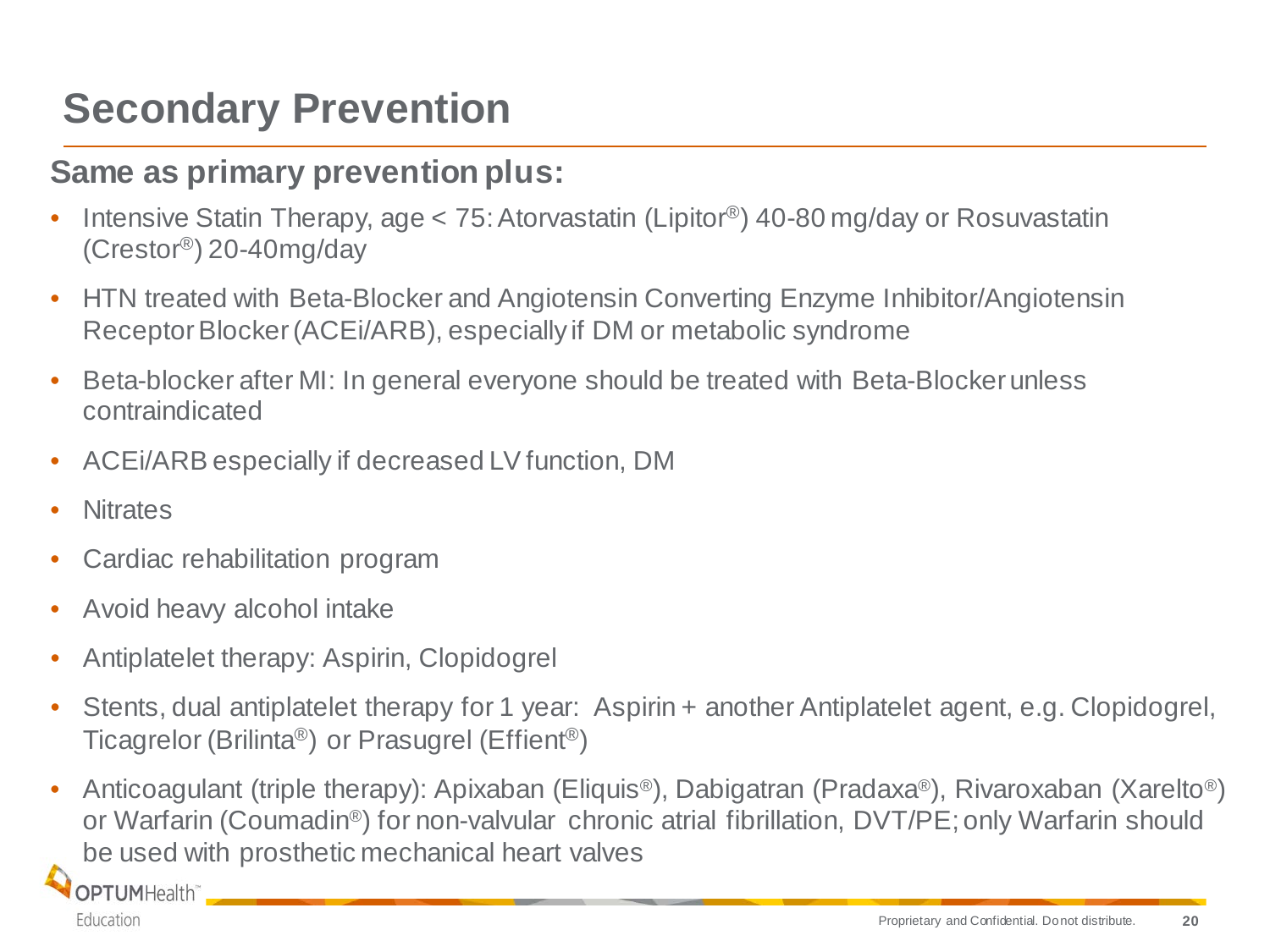# Secondary Prevention

## Same as primary prevention plus:

- Intensive Statin Therapy, age < 75: Atorvastatin (Lipitor®) 40-80 mg/day or Rosuvastatin (Crestor®) 20-40mg/day
- HTN treated with Beta-Blocker and Angiotensin Converting Enzyme Inhibitor/Angiotensin Receptor Blocker (ACEi/ARB), especially if DM or metabolic syndrome
- Beta-blocker after MI: In general everyone should be treated with Beta-Blocker unless contraindicated
- ACEi/ARB especially if decreased LV function, DM
- Nitrates
- Cardiac rehabilitation program
- Avoid heavy alcohol intake
- Antiplatelet therapy: Aspirin, Clopidogrel
- Stents, dual antiplatelet therapy for 1 year: Aspirin + another Antiplatelet agent, e.g. Clopidogrel, Ticagrelor (Brilinta®) or Prasugrel (Effient®)
- Anticoagulant (triple therapy): Apixaban (Eliquis®), Dabigatran (Pradaxa®), Rivaroxaban (Xarelto®) or Warfarin (Coumadin®) for non-valvular chronic atrial fibrillation, DVT/PE; only Warfarin should be used with prosthetic mechanical heart valves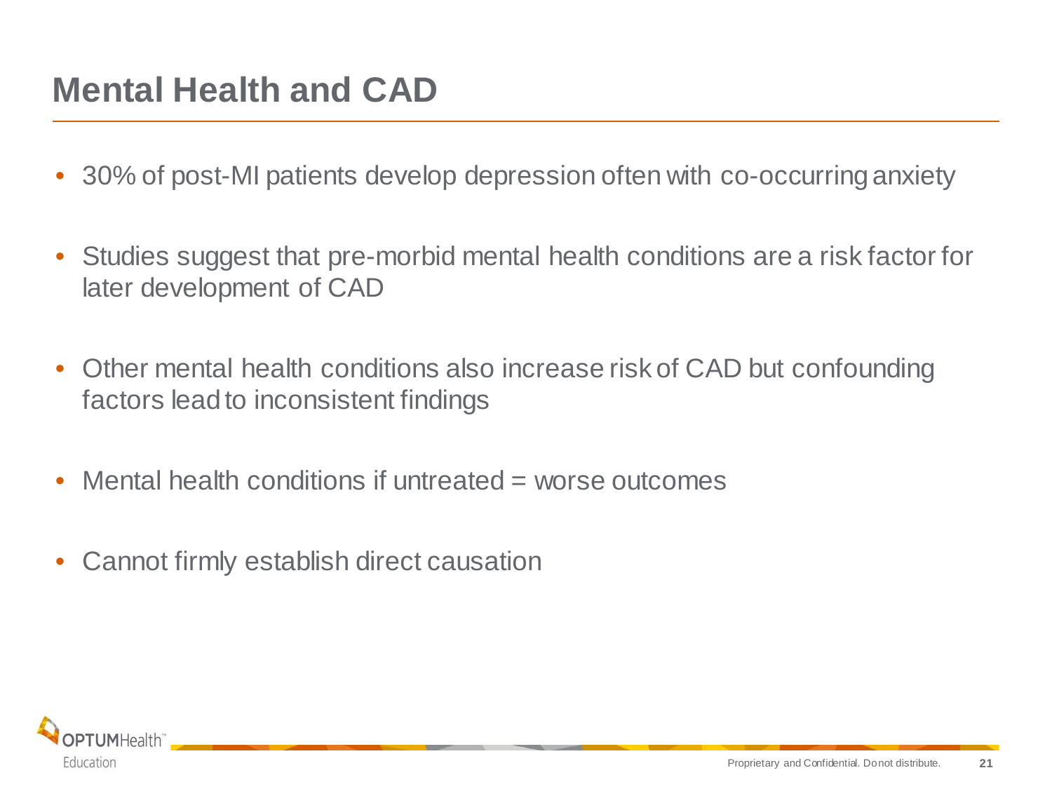# Mental Health and CAD

- 30% of post-MI patients develop depression often with co-occurring anxiety
- Studies suggest that pre-morbid mental health conditions are a risk factor for later development of CAD
- Other mental health conditions also increase risk of CAD but confounding factors lead to inconsistent findings
- Mental health conditions if untreated = worse outcomes
- Cannot firmly establish direct causation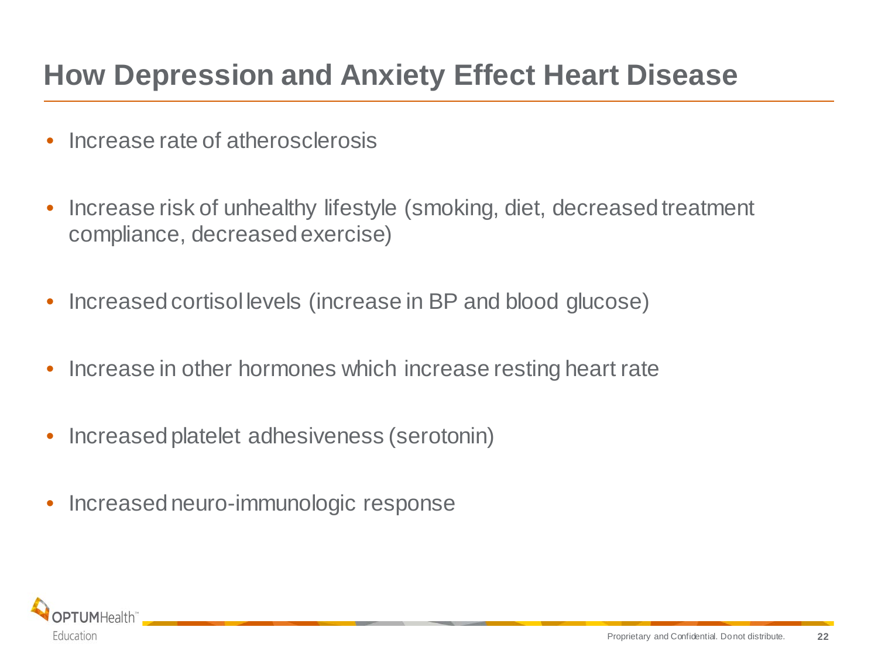# How Depression and Anxiety Effect Heart Disease

- Increase rate of atherosclerosis
- Increase risk of unhealthy lifestyle (smoking, diet, decreased treatment compliance, decreased exercise)
- Increased cortisol levels (increase in BP and blood glucose)
- Increase in other hormones which increase resting heart rate
- Increased platelet adhesiveness (serotonin)
- Increased neuro-immunologic response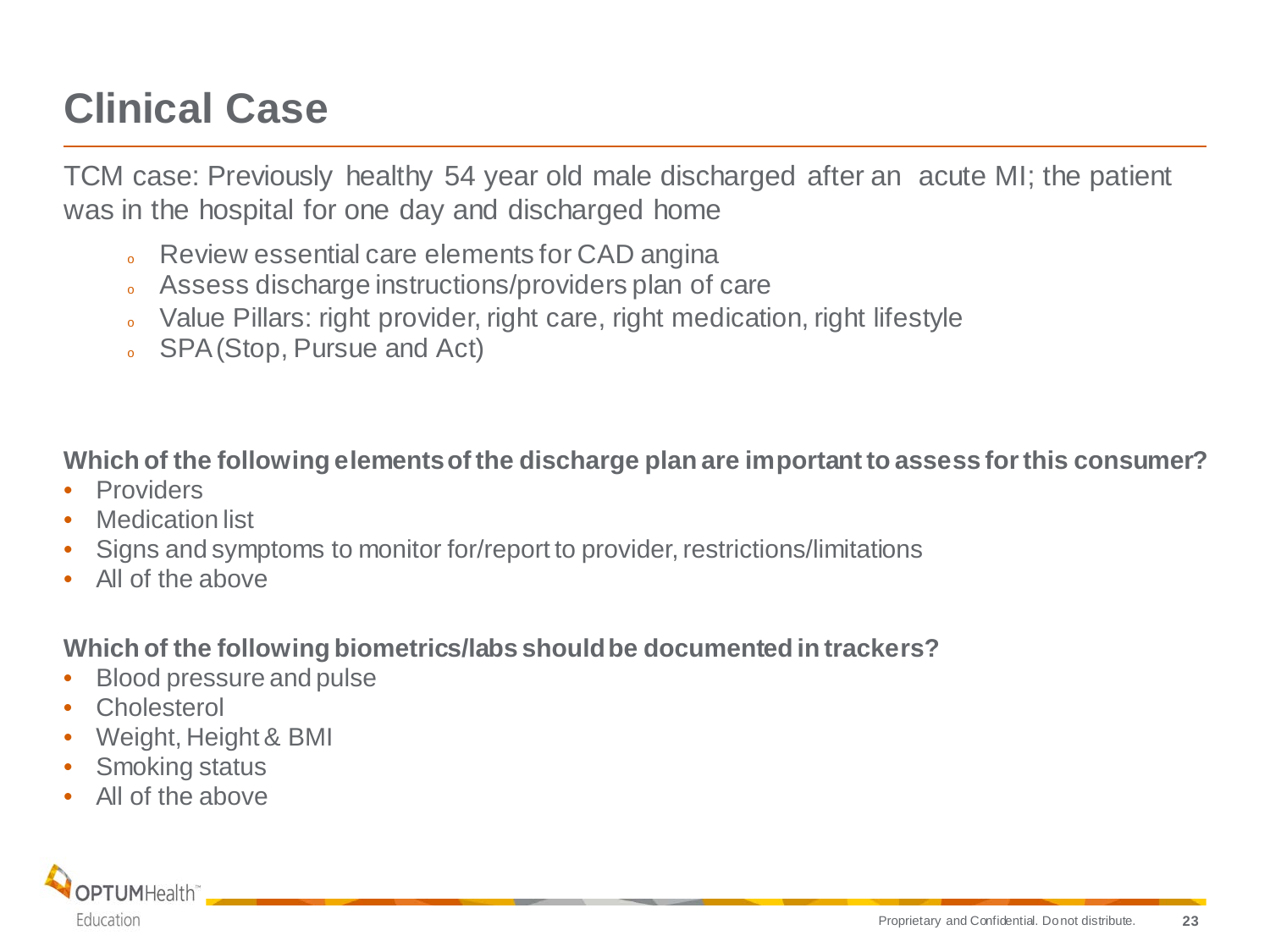# Clinical Case

TCM case: Previously healthy 54 year old male discharged after an acute MI; the patient was in the hospital for one day and discharged home

- Review essential care elements for CAD angina
- Assess discharge instructions/providers plan of care
- Value Pillars: right provider, right care, right medication, right lifestyle
- SPA (Stop, Pursue and Act)

**Which of the following elements of the discharge plan are important to assess for this consumer?**

- Providers
- Medication list
- Signs and symptoms to monitor for/report to provider, restrictions/limitations
- All of the above

**Which of the following biometrics/labs should be documented in trackers?**

- Blood pressure and pulse
- Cholesterol
- Weight, Height & BMI
- Smoking status
- All of the above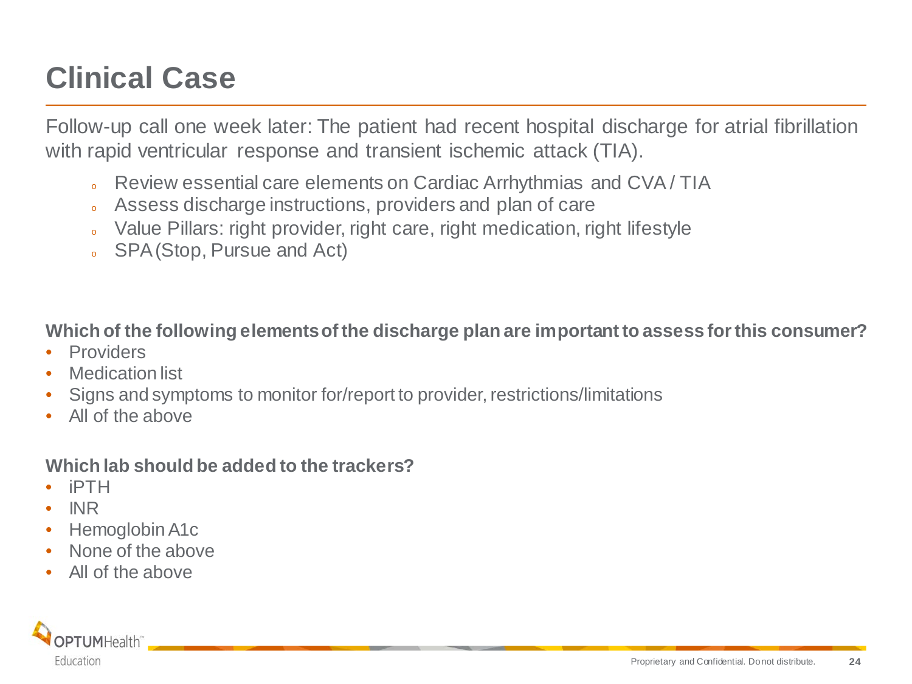# Clinical Case

Follow-up call one week later: The patient had recent hospital discharge for atrial fibrillation with rapid ventricular response and transient ischemic attack (TIA).

- Review essential care elements on Cardiac Arrhythmias and CVA / TIA
- Assess discharge instructions, providers and plan of care
- Value Pillars: right provider, right care, right medication, right lifestyle
- SPA (Stop, Pursue and Act)

**Which of the following elements of the discharge plan are important to assess for this consumer?**

- Providers
- Medication list
- Signs and symptoms to monitor for/report to provider, restrictions/limitations
- All of the above

**Which lab should be added to the trackers?**

- iPTH
- INR
- Hemoglobin A1c
- None of the above
- All of the above

OPTUMHealth™ Education

Proprietary and Confidential. Do not distribute.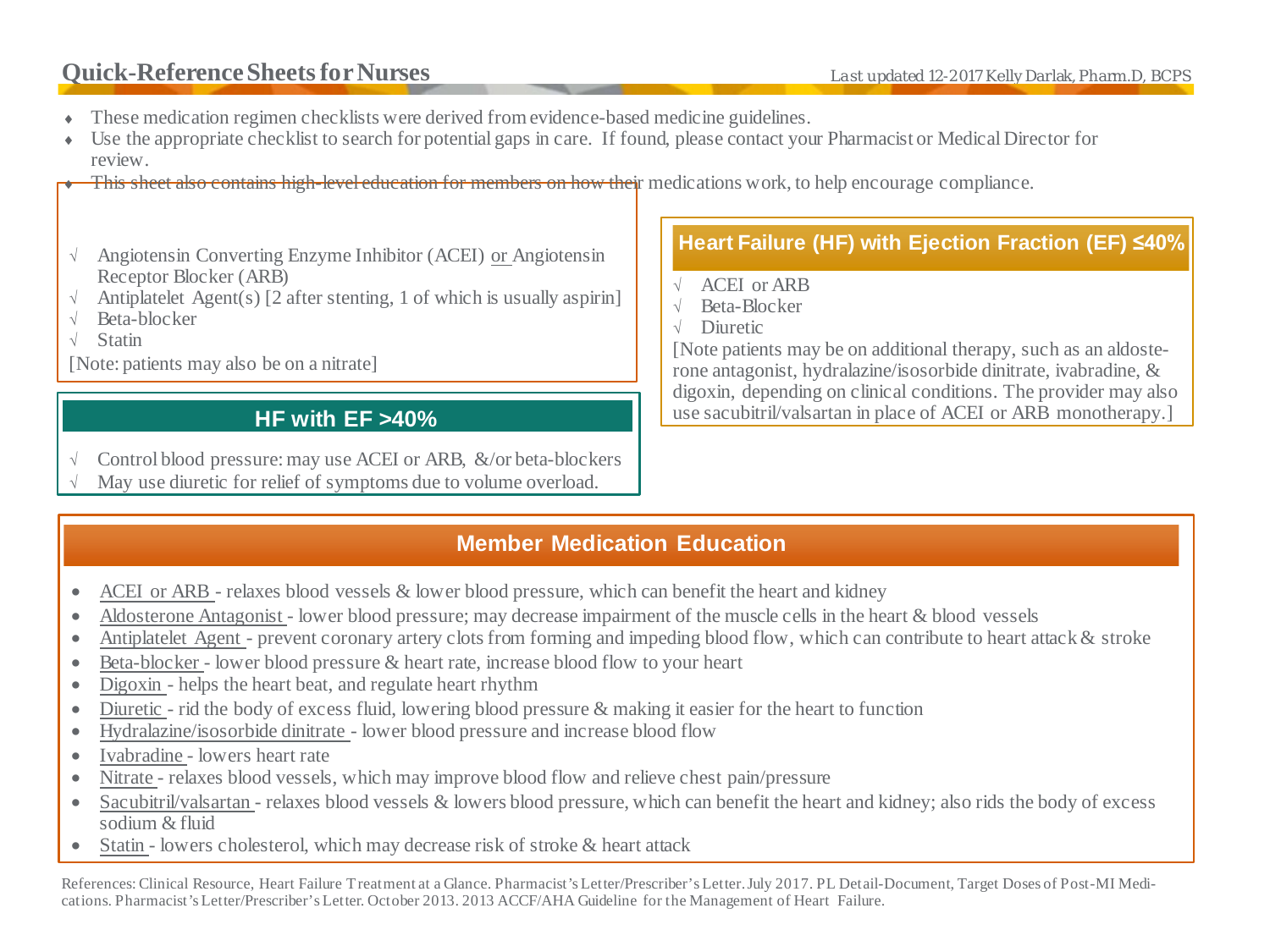# Quick-Reference Sheets for Nurses

*Last updated 12-2017 Kelly Darlak, Pharm.D, BCPS*

- These medication regimen checklists were derived from evidence-based medicine guidelines.
- Use the appropriate checklist to search for potential gaps in care. If found, please contact your Pharmacist or Medical Director for review.
- This sheet also contains high-level education for members on how their medications work, to help encourage compliance.

√ Angiotensin Converting Enzyme Inhibitor (ACEI) or Angiotensin Receptor Blocker (ARB)
√ Antiplatelet Agent(s) [2 after stenting, 1 of which is usually aspirin]
√ Beta-blocker
√ Statin

[Note: patients may also be on a nitrate]

## HF with EF >40%

√ Control blood pressure: may use ACEI or ARB, &/or beta-blockers
√ May use diuretic for relief of symptoms due to volume overload.

## Heart Failure (HF) with Ejection Fraction (EF) ≤40%

√ ACEI or ARB
√ Beta-Blocker
√ Diuretic

[Note patients may be on additional therapy, such as an aldosterone antagonist, hydralazine/isosorbide dinitrate, ivabradine, & digoxin, depending on clinical conditions. The provider may also use sacubitril/valsartan in place of ACEI or ARB monotherapy.]

## Member Medication Education

- ACEI or ARB - relaxes blood vessels & lower blood pressure, which can benefit the heart and kidney
- Aldosterone Antagonist - lower blood pressure; may decrease impairment of the muscle cells in the heart & blood vessels
- Antiplatelet Agent - prevent coronary artery clots from forming and impeding blood flow, which can contribute to heart attack & stroke
- Beta-blocker - lower blood pressure & heart rate, increase blood flow to your heart
- Digoxin - helps the heart beat, and regulate heart rhythm
- Diuretic - rid the body of excess fluid, lowering blood pressure & making it easier for the heart to function
- Hydralazine/isosorbide dinitrate - lower blood pressure and increase blood flow
- Ivabradine - lowers heart rate
- Nitrate - relaxes blood vessels, which may improve blood flow and relieve chest pain/pressure
- Sacubitril/valsartan - relaxes blood vessels & lowers blood pressure, which can benefit the heart and kidney; also rids the body of excess sodium & fluid
- Statin - lowers cholesterol, which may decrease risk of stroke & heart attack

References: Clinical Resource, Heart Failure Treatment at a Glance. Pharmacist's Letter/Prescriber's Letter. July 2017. PL Detail-Document, Target Doses of Post-MI Medications. Pharmacist's Letter/Prescriber's Letter. October 2013. 2013 ACCF/AHA Guideline for the Management of Heart Failure.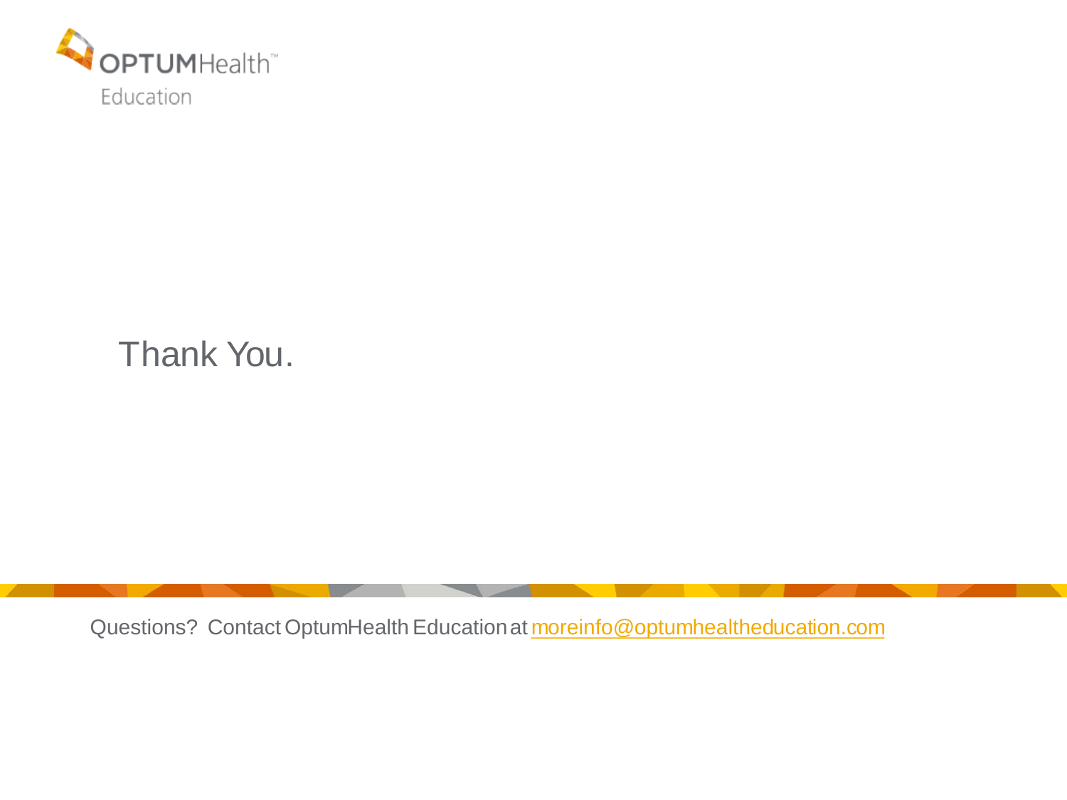OPTUMHealth™ Education

Thank You.

Questions? Contact OptumHealth Education at moreinfo@optumhealtheducation.com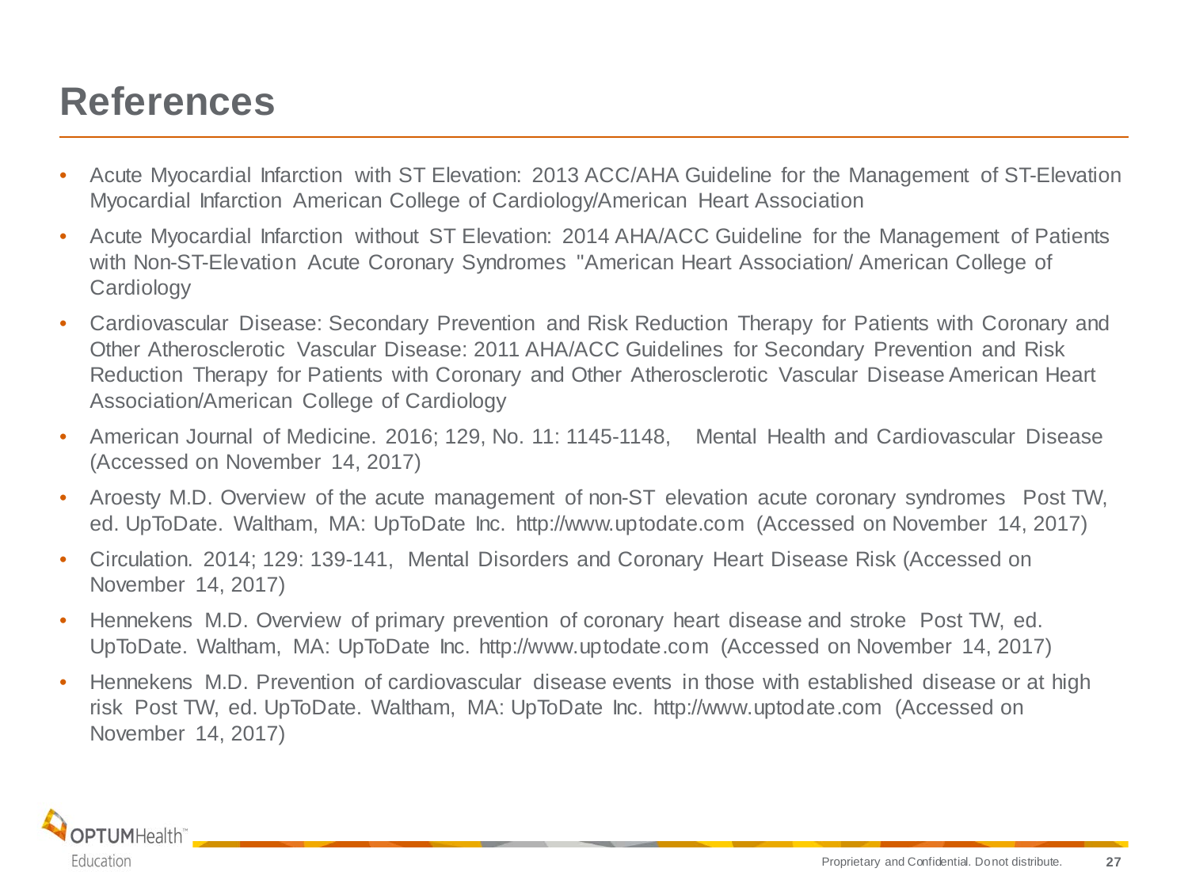# References

- Acute Myocardial Infarction with ST Elevation: 2013 ACC/AHA Guideline for the Management of ST-Elevation Myocardial Infarction American College of Cardiology/American Heart Association
- Acute Myocardial Infarction without ST Elevation: 2014 AHA/ACC Guideline for the Management of Patients with Non-ST-Elevation Acute Coronary Syndromes "American Heart Association/ American College of Cardiology
- Cardiovascular Disease: Secondary Prevention and Risk Reduction Therapy for Patients with Coronary and Other Atherosclerotic Vascular Disease: 2011 AHA/ACC Guidelines for Secondary Prevention and Risk Reduction Therapy for Patients with Coronary and Other Atherosclerotic Vascular Disease American Heart Association/American College of Cardiology
- American Journal of Medicine. 2016; 129, No. 11: 1145-1148, Mental Health and Cardiovascular Disease (Accessed on November 14, 2017)
- Aroesty M.D. Overview of the acute management of non-ST elevation acute coronary syndromes Post TW, ed. UpToDate. Waltham, MA: UpToDate Inc. http://www.uptodate.com (Accessed on November 14, 2017)
- Circulation. 2014; 129: 139-141, Mental Disorders and Coronary Heart Disease Risk (Accessed on November 14, 2017)
- Hennekens M.D. Overview of primary prevention of coronary heart disease and stroke Post TW, ed. UpToDate. Waltham, MA: UpToDate Inc. http://www.uptodate.com (Accessed on November 14, 2017)
- Hennekens M.D. Prevention of cardiovascular disease events in those with established disease or at high risk Post TW, ed. UpToDate. Waltham, MA: UpToDate Inc. http://www.uptodate.com (Accessed on November 14, 2017)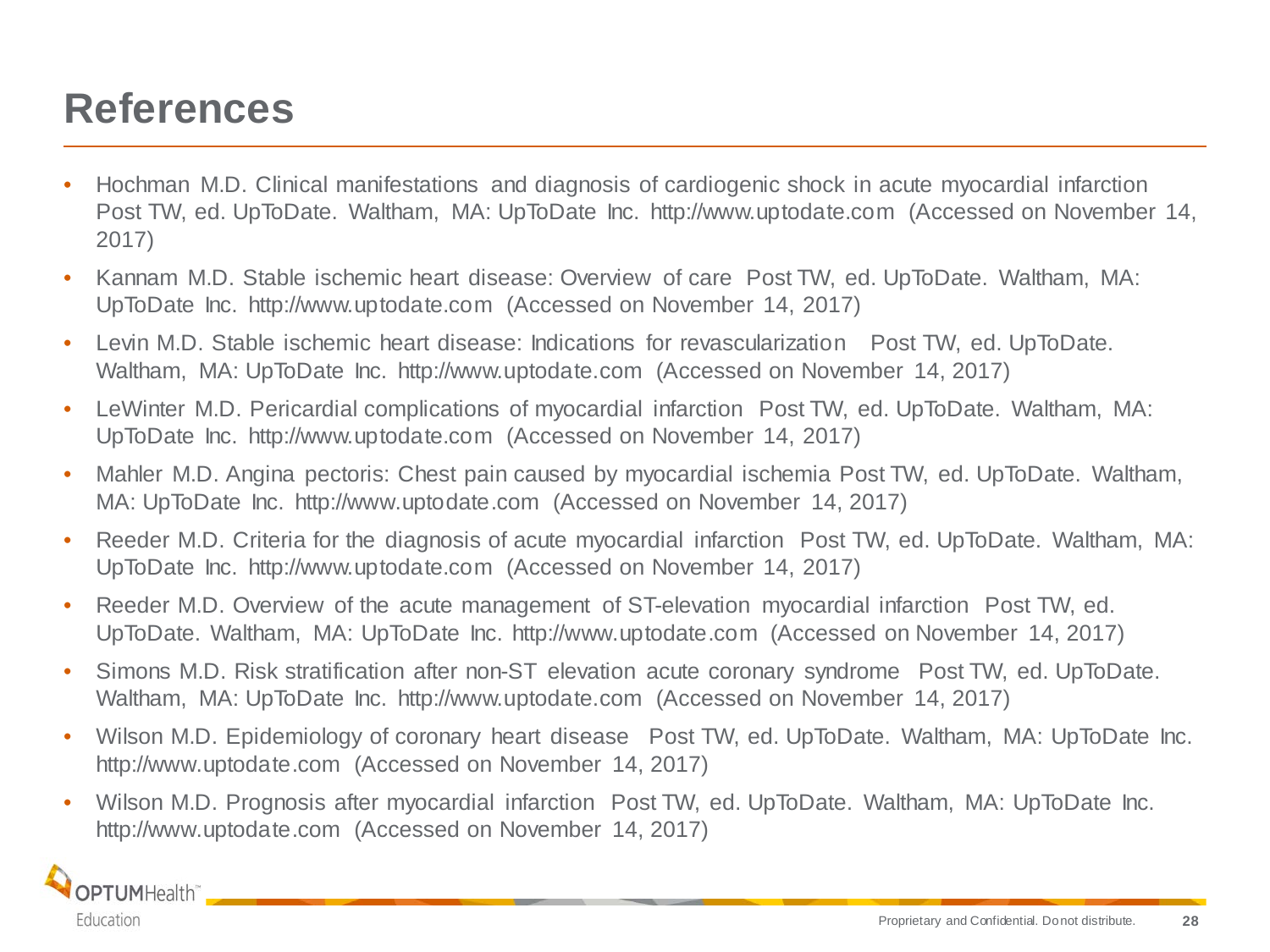# References

- Hochman M.D. Clinical manifestations and diagnosis of cardiogenic shock in acute myocardial infarction Post TW, ed. UpToDate. Waltham, MA: UpToDate Inc. http://www.uptodate.com (Accessed on November 14, 2017)
- Kannam M.D. Stable ischemic heart disease: Overview of care Post TW, ed. UpToDate. Waltham, MA: UpToDate Inc. http://www.uptodate.com (Accessed on November 14, 2017)
- Levin M.D. Stable ischemic heart disease: Indications for revascularization Post TW, ed. UpToDate. Waltham, MA: UpToDate Inc. http://www.uptodate.com (Accessed on November 14, 2017)
- LeWinter M.D. Pericardial complications of myocardial infarction Post TW, ed. UpToDate. Waltham, MA: UpToDate Inc. http://www.uptodate.com (Accessed on November 14, 2017)
- Mahler M.D. Angina pectoris: Chest pain caused by myocardial ischemia Post TW, ed. UpToDate. Waltham, MA: UpToDate Inc. http://www.uptodate.com (Accessed on November 14, 2017)
- Reeder M.D. Criteria for the diagnosis of acute myocardial infarction Post TW, ed. UpToDate. Waltham, MA: UpToDate Inc. http://www.uptodate.com (Accessed on November 14, 2017)
- Reeder M.D. Overview of the acute management of ST-elevation myocardial infarction Post TW, ed. UpToDate. Waltham, MA: UpToDate Inc. http://www.uptodate.com (Accessed on November 14, 2017)
- Simons M.D. Risk stratification after non-ST elevation acute coronary syndrome Post TW, ed. UpToDate. Waltham, MA: UpToDate Inc. http://www.uptodate.com (Accessed on November 14, 2017)
- Wilson M.D. Epidemiology of coronary heart disease Post TW, ed. UpToDate. Waltham, MA: UpToDate Inc. http://www.uptodate.com (Accessed on November 14, 2017)
- Wilson M.D. Prognosis after myocardial infarction Post TW, ed. UpToDate. Waltham, MA: UpToDate Inc. http://www.uptodate.com (Accessed on November 14, 2017)